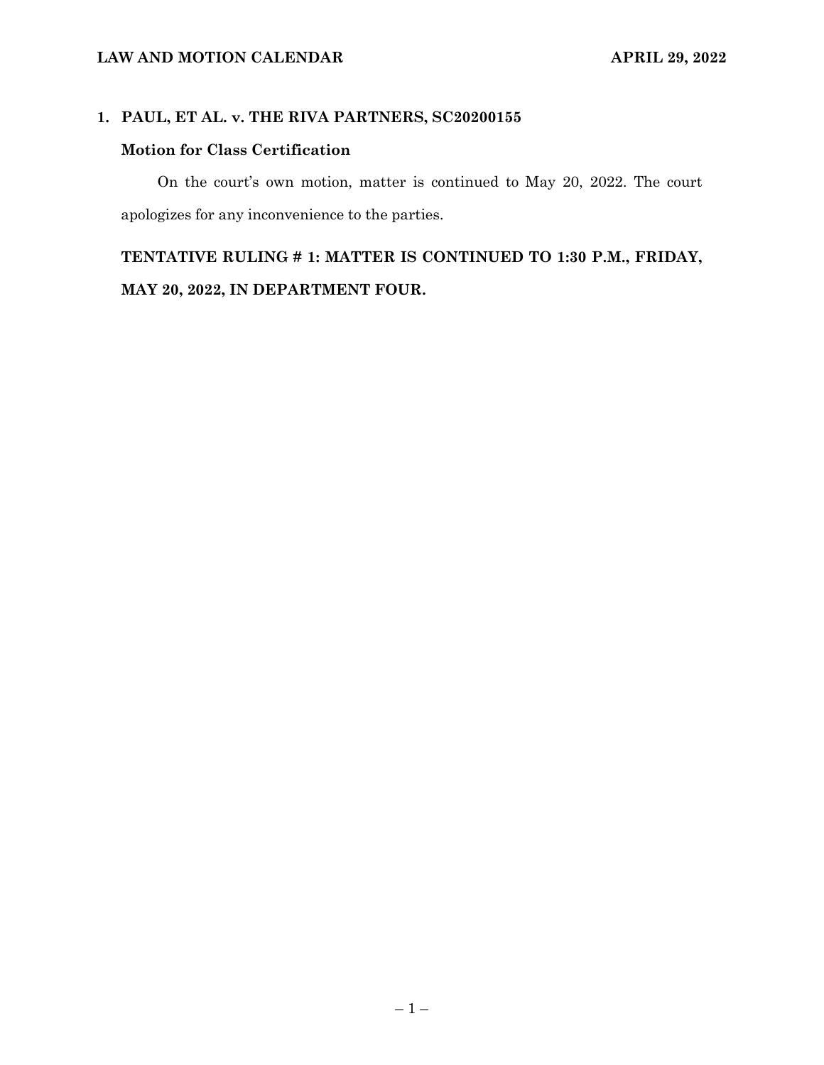**LAW AND MOTION CALENDAR** **APRIL 29, 2022**

**1. PAUL, ET AL. v. THE RIVA PARTNERS, SC20200155**

**Motion for Class Certification**

On the court's own motion, matter is continued to May 20, 2022. The court apologizes for any inconvenience to the parties.

**TENTATIVE RULING # 1: MATTER IS CONTINUED TO 1:30 P.M., FRIDAY, MAY 20, 2022, IN DEPARTMENT FOUR.**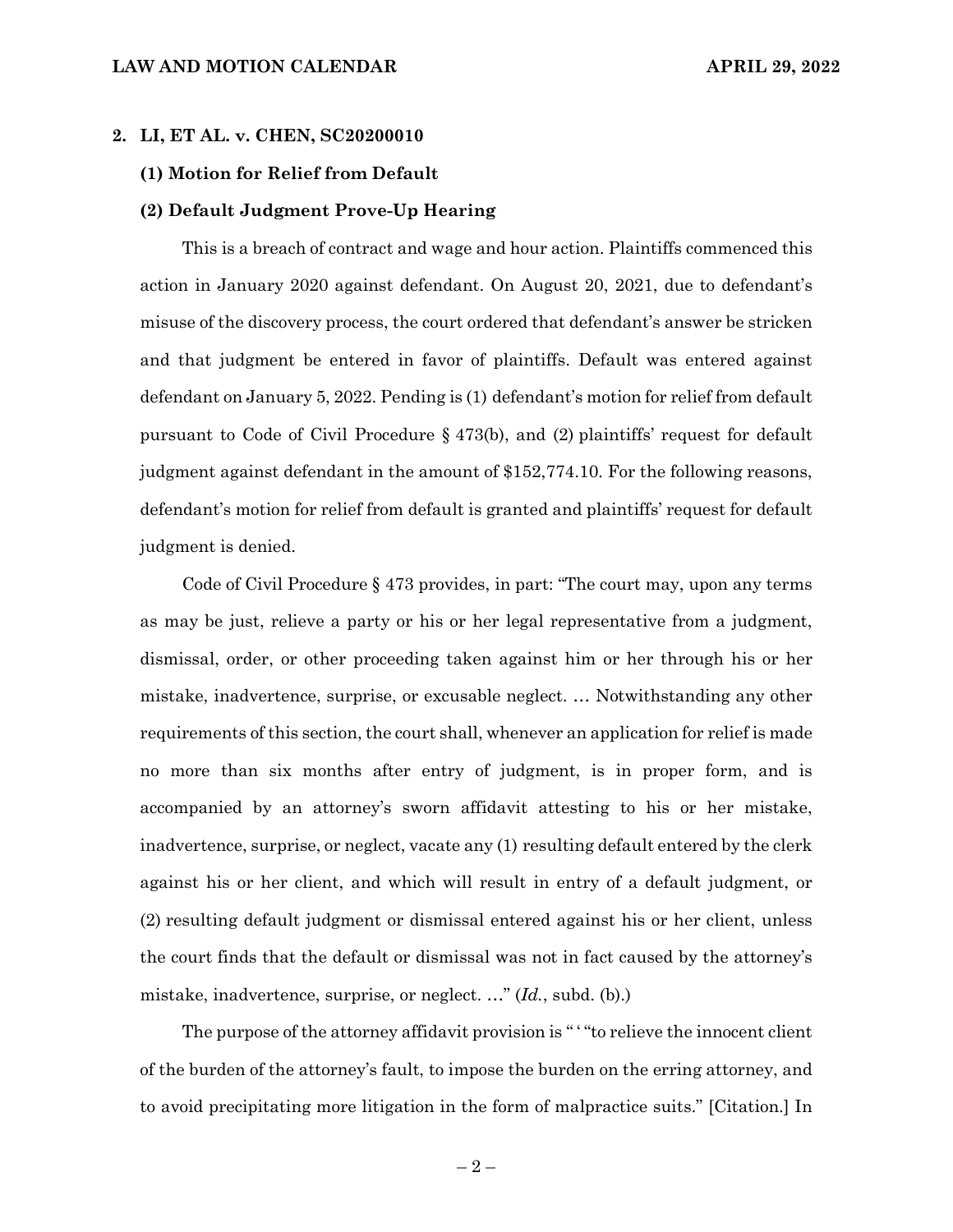**2. LI, ET AL. v. CHEN, SC20200010**

**(1) Motion for Relief from Default**

**(2) Default Judgment Prove-Up Hearing**

This is a breach of contract and wage and hour action. Plaintiffs commenced this action in January 2020 against defendant. On August 20, 2021, due to defendant's misuse of the discovery process, the court ordered that defendant's answer be stricken and that judgment be entered in favor of plaintiffs. Default was entered against defendant on January 5, 2022. Pending is (1) defendant's motion for relief from default pursuant to Code of Civil Procedure § 473(b), and (2) plaintiffs' request for default judgment against defendant in the amount of $152,774.10. For the following reasons, defendant's motion for relief from default is granted and plaintiffs' request for default judgment is denied.

Code of Civil Procedure § 473 provides, in part: "The court may, upon any terms as may be just, relieve a party or his or her legal representative from a judgment, dismissal, order, or other proceeding taken against him or her through his or her mistake, inadvertence, surprise, or excusable neglect. … Notwithstanding any other requirements of this section, the court shall, whenever an application for relief is made no more than six months after entry of judgment, is in proper form, and is accompanied by an attorney's sworn affidavit attesting to his or her mistake, inadvertence, surprise, or neglect, vacate any (1) resulting default entered by the clerk against his or her client, and which will result in entry of a default judgment, or (2) resulting default judgment or dismissal entered against his or her client, unless the court finds that the default or dismissal was not in fact caused by the attorney's mistake, inadvertence, surprise, or neglect. …" (*Id.*, subd. (b).)

The purpose of the attorney affidavit provision is " ' "to relieve the innocent client of the burden of the attorney's fault, to impose the burden on the erring attorney, and to avoid precipitating more litigation in the form of malpractice suits." [Citation.] In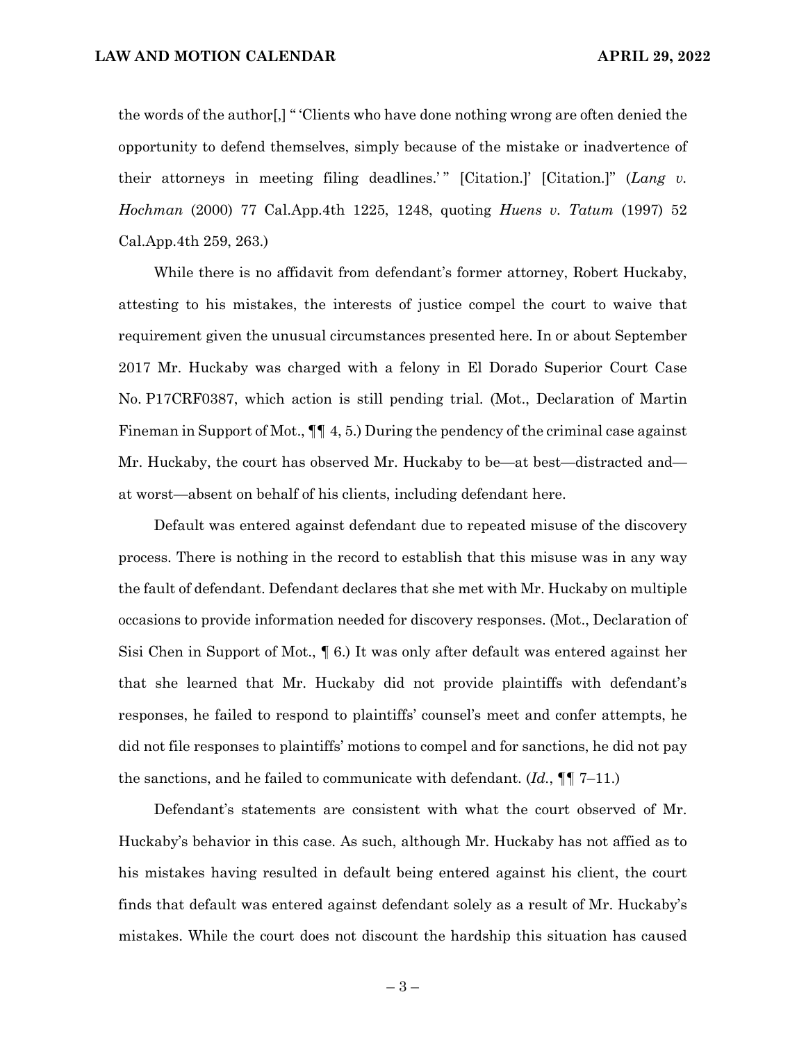the words of the author[,] " 'Clients who have done nothing wrong are often denied the opportunity to defend themselves, simply because of the mistake or inadvertence of their attorneys in meeting filing deadlines.' " [Citation.]' [Citation.]" (*Lang v. Hochman* (2000) 77 Cal.App.4th 1225, 1248, quoting *Huens v. Tatum* (1997) 52 Cal.App.4th 259, 263.)

While there is no affidavit from defendant's former attorney, Robert Huckaby, attesting to his mistakes, the interests of justice compel the court to waive that requirement given the unusual circumstances presented here. In or about September 2017 Mr. Huckaby was charged with a felony in El Dorado Superior Court Case No. P17CRF0387, which action is still pending trial. (Mot., Declaration of Martin Fineman in Support of Mot., ¶¶ 4, 5.) During the pendency of the criminal case against Mr. Huckaby, the court has observed Mr. Huckaby to be—at best—distracted and—at worst—absent on behalf of his clients, including defendant here.

Default was entered against defendant due to repeated misuse of the discovery process. There is nothing in the record to establish that this misuse was in any way the fault of defendant. Defendant declares that she met with Mr. Huckaby on multiple occasions to provide information needed for discovery responses. (Mot., Declaration of Sisi Chen in Support of Mot., ¶ 6.) It was only after default was entered against her that she learned that Mr. Huckaby did not provide plaintiffs with defendant's responses, he failed to respond to plaintiffs' counsel's meet and confer attempts, he did not file responses to plaintiffs' motions to compel and for sanctions, he did not pay the sanctions, and he failed to communicate with defendant. (*Id.*, ¶¶ 7–11.)

Defendant's statements are consistent with what the court observed of Mr. Huckaby's behavior in this case. As such, although Mr. Huckaby has not affied as to his mistakes having resulted in default being entered against his client, the court finds that default was entered against defendant solely as a result of Mr. Huckaby's mistakes. While the court does not discount the hardship this situation has caused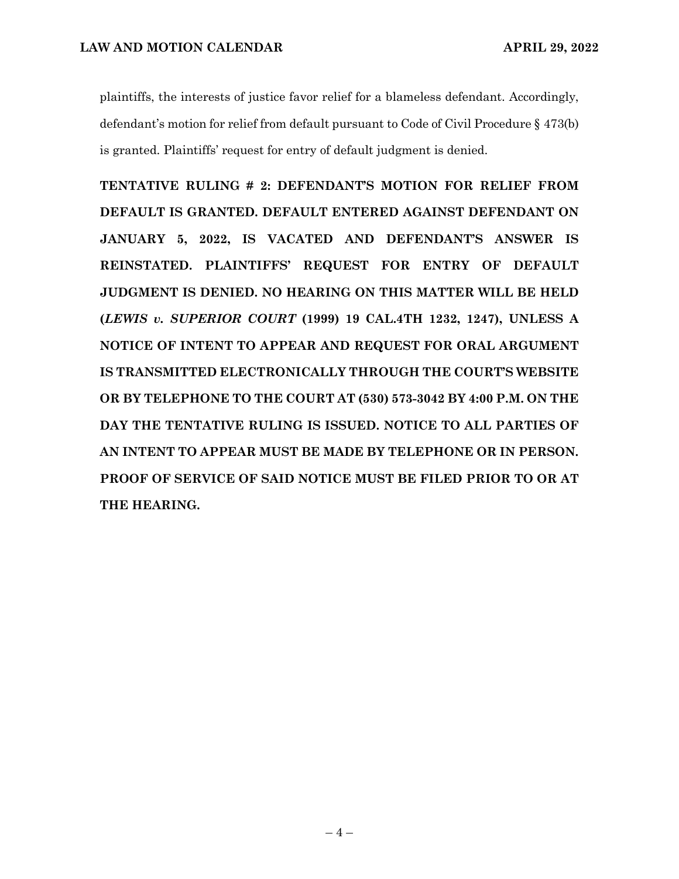plaintiffs, the interests of justice favor relief for a blameless defendant. Accordingly, defendant's motion for relief from default pursuant to Code of Civil Procedure § 473(b) is granted. Plaintiffs' request for entry of default judgment is denied.

**TENTATIVE RULING # 2: DEFENDANT'S MOTION FOR RELIEF FROM DEFAULT IS GRANTED. DEFAULT ENTERED AGAINST DEFENDANT ON JANUARY 5, 2022, IS VACATED AND DEFENDANT'S ANSWER IS REINSTATED. PLAINTIFFS' REQUEST FOR ENTRY OF DEFAULT JUDGMENT IS DENIED. NO HEARING ON THIS MATTER WILL BE HELD (*LEWIS v. SUPERIOR COURT* (1999) 19 CAL.4TH 1232, 1247), UNLESS A NOTICE OF INTENT TO APPEAR AND REQUEST FOR ORAL ARGUMENT IS TRANSMITTED ELECTRONICALLY THROUGH THE COURT'S WEBSITE OR BY TELEPHONE TO THE COURT AT (530) 573-3042 BY 4:00 P.M. ON THE DAY THE TENTATIVE RULING IS ISSUED. NOTICE TO ALL PARTIES OF AN INTENT TO APPEAR MUST BE MADE BY TELEPHONE OR IN PERSON. PROOF OF SERVICE OF SAID NOTICE MUST BE FILED PRIOR TO OR AT THE HEARING.**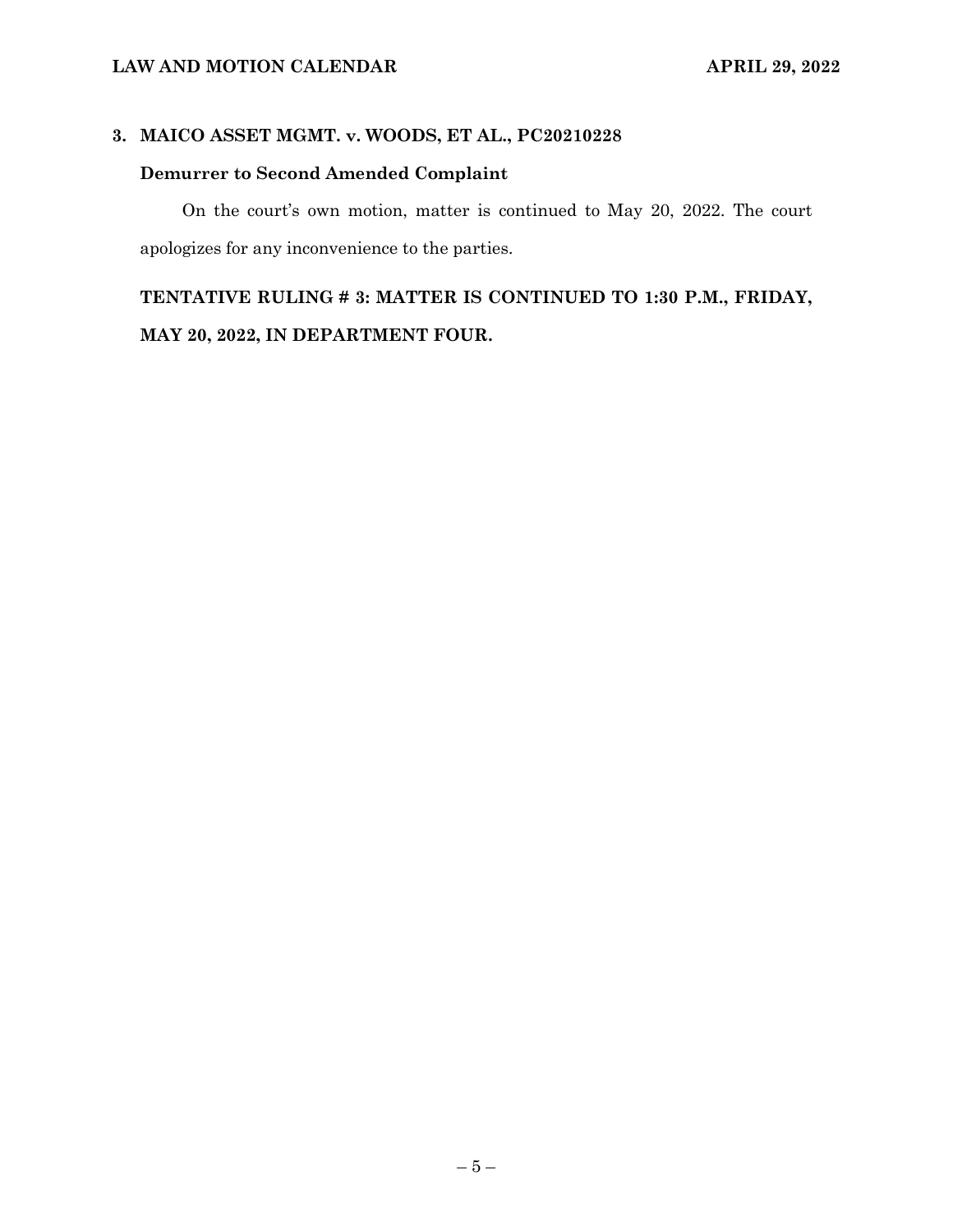## 3. MAICO ASSET MGMT. v. WOODS, ET AL., PC20210228

**Demurrer to Second Amended Complaint**

On the court's own motion, matter is continued to May 20, 2022. The court apologizes for any inconvenience to the parties.

**TENTATIVE RULING # 3: MATTER IS CONTINUED TO 1:30 P.M., FRIDAY, MAY 20, 2022, IN DEPARTMENT FOUR.**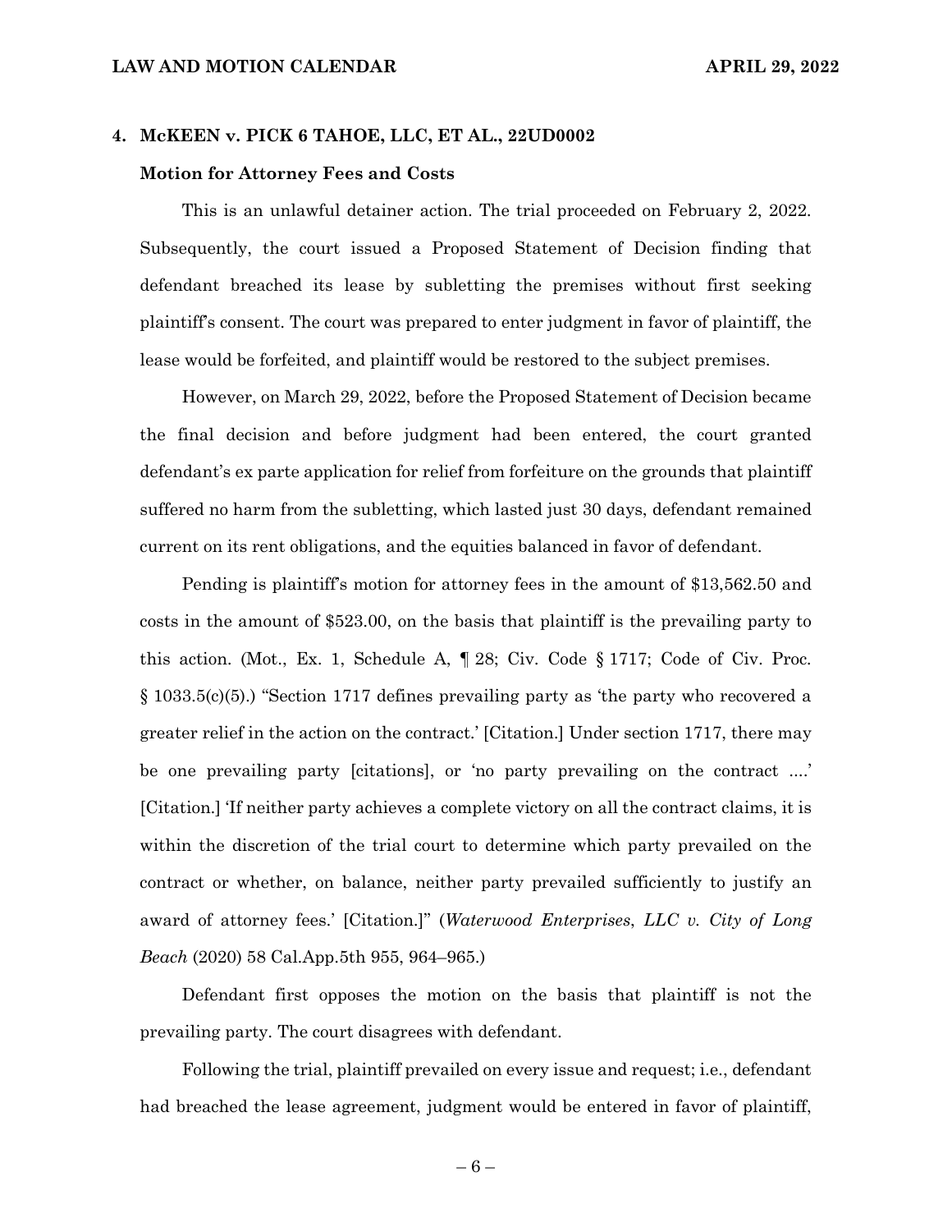**4. McKEEN v. PICK 6 TAHOE, LLC, ET AL., 22UD0002**

**Motion for Attorney Fees and Costs**

This is an unlawful detainer action. The trial proceeded on February 2, 2022. Subsequently, the court issued a Proposed Statement of Decision finding that defendant breached its lease by subletting the premises without first seeking plaintiff's consent. The court was prepared to enter judgment in favor of plaintiff, the lease would be forfeited, and plaintiff would be restored to the subject premises.

However, on March 29, 2022, before the Proposed Statement of Decision became the final decision and before judgment had been entered, the court granted defendant's ex parte application for relief from forfeiture on the grounds that plaintiff suffered no harm from the subletting, which lasted just 30 days, defendant remained current on its rent obligations, and the equities balanced in favor of defendant.

Pending is plaintiff's motion for attorney fees in the amount of $13,562.50 and costs in the amount of $523.00, on the basis that plaintiff is the prevailing party to this action. (Mot., Ex. 1, Schedule A, ¶ 28; Civ. Code § 1717; Code of Civ. Proc. § 1033.5(c)(5).) "Section 1717 defines prevailing party as 'the party who recovered a greater relief in the action on the contract.' [Citation.] Under section 1717, there may be one prevailing party [citations], or 'no party prevailing on the contract ....' [Citation.] 'If neither party achieves a complete victory on all the contract claims, it is within the discretion of the trial court to determine which party prevailed on the contract or whether, on balance, neither party prevailed sufficiently to justify an award of attorney fees.' [Citation.]" (*Waterwood Enterprises, LLC v. City of Long Beach* (2020) 58 Cal.App.5th 955, 964–965.)

Defendant first opposes the motion on the basis that plaintiff is not the prevailing party. The court disagrees with defendant.

Following the trial, plaintiff prevailed on every issue and request; i.e., defendant had breached the lease agreement, judgment would be entered in favor of plaintiff,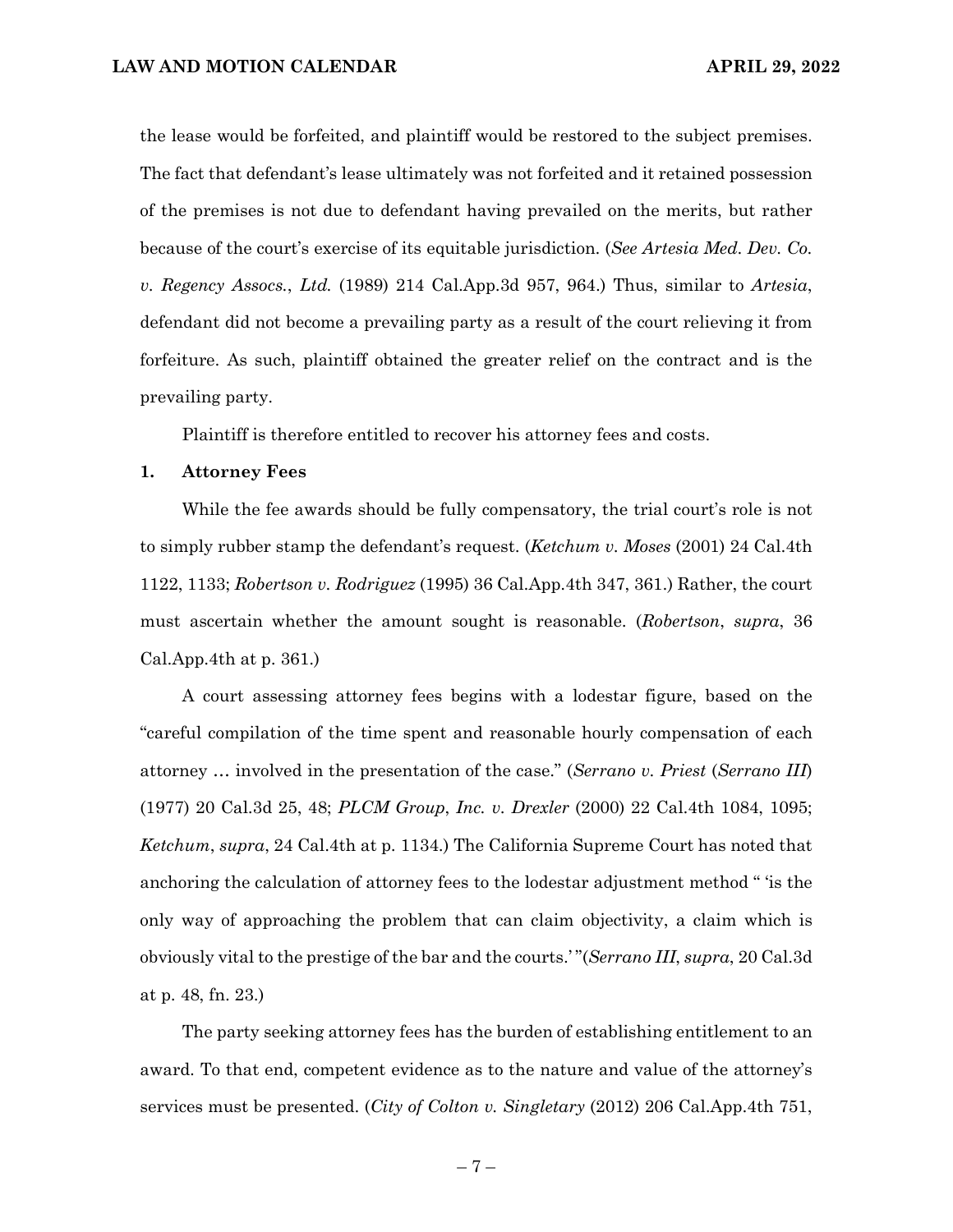the lease would be forfeited, and plaintiff would be restored to the subject premises. The fact that defendant's lease ultimately was not forfeited and it retained possession of the premises is not due to defendant having prevailed on the merits, but rather because of the court's exercise of its equitable jurisdiction. (*See Artesia Med. Dev. Co. v. Regency Assocs., Ltd.* (1989) 214 Cal.App.3d 957, 964.) Thus, similar to *Artesia*, defendant did not become a prevailing party as a result of the court relieving it from forfeiture. As such, plaintiff obtained the greater relief on the contract and is the prevailing party.

Plaintiff is therefore entitled to recover his attorney fees and costs.

**1. Attorney Fees**

While the fee awards should be fully compensatory, the trial court's role is not to simply rubber stamp the defendant's request. (*Ketchum v. Moses* (2001) 24 Cal.4th 1122, 1133; *Robertson v. Rodriguez* (1995) 36 Cal.App.4th 347, 361.) Rather, the court must ascertain whether the amount sought is reasonable. (*Robertson*, *supra*, 36 Cal.App.4th at p. 361.)

A court assessing attorney fees begins with a lodestar figure, based on the "careful compilation of the time spent and reasonable hourly compensation of each attorney … involved in the presentation of the case." (*Serrano v. Priest* (*Serrano III*) (1977) 20 Cal.3d 25, 48; *PLCM Group*, *Inc. v. Drexler* (2000) 22 Cal.4th 1084, 1095; *Ketchum*, *supra*, 24 Cal.4th at p. 1134.) The California Supreme Court has noted that anchoring the calculation of attorney fees to the lodestar adjustment method " 'is the only way of approaching the problem that can claim objectivity, a claim which is obviously vital to the prestige of the bar and the courts.' "(*Serrano III*, *supra*, 20 Cal.3d at p. 48, fn. 23.)

The party seeking attorney fees has the burden of establishing entitlement to an award. To that end, competent evidence as to the nature and value of the attorney's services must be presented. (*City of Colton v. Singletary* (2012) 206 Cal.App.4th 751,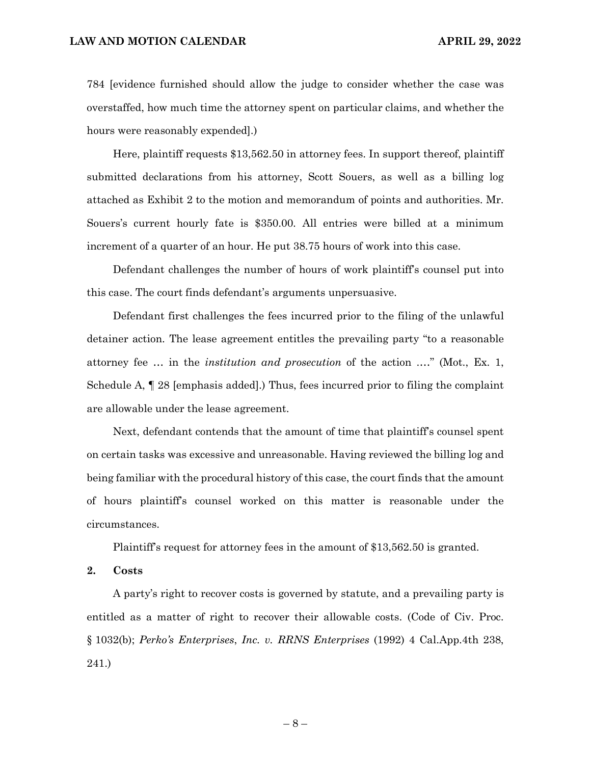784 [evidence furnished should allow the judge to consider whether the case was overstaffed, how much time the attorney spent on particular claims, and whether the hours were reasonably expended].)

Here, plaintiff requests $13,562.50 in attorney fees. In support thereof, plaintiff submitted declarations from his attorney, Scott Souers, as well as a billing log attached as Exhibit 2 to the motion and memorandum of points and authorities. Mr. Souers's current hourly fate is $350.00. All entries were billed at a minimum increment of a quarter of an hour. He put 38.75 hours of work into this case.

Defendant challenges the number of hours of work plaintiff's counsel put into this case. The court finds defendant's arguments unpersuasive.

Defendant first challenges the fees incurred prior to the filing of the unlawful detainer action. The lease agreement entitles the prevailing party "to a reasonable attorney fee … in the *institution and prosecution* of the action …." (Mot., Ex. 1, Schedule A, ¶ 28 [emphasis added].) Thus, fees incurred prior to filing the complaint are allowable under the lease agreement.

Next, defendant contends that the amount of time that plaintiff's counsel spent on certain tasks was excessive and unreasonable. Having reviewed the billing log and being familiar with the procedural history of this case, the court finds that the amount of hours plaintiff's counsel worked on this matter is reasonable under the circumstances.

Plaintiff's request for attorney fees in the amount of $13,562.50 is granted.

**2. Costs**

A party's right to recover costs is governed by statute, and a prevailing party is entitled as a matter of right to recover their allowable costs. (Code of Civ. Proc. § 1032(b); *Perko's Enterprises, Inc. v. RRNS Enterprises* (1992) 4 Cal.App.4th 238, 241.)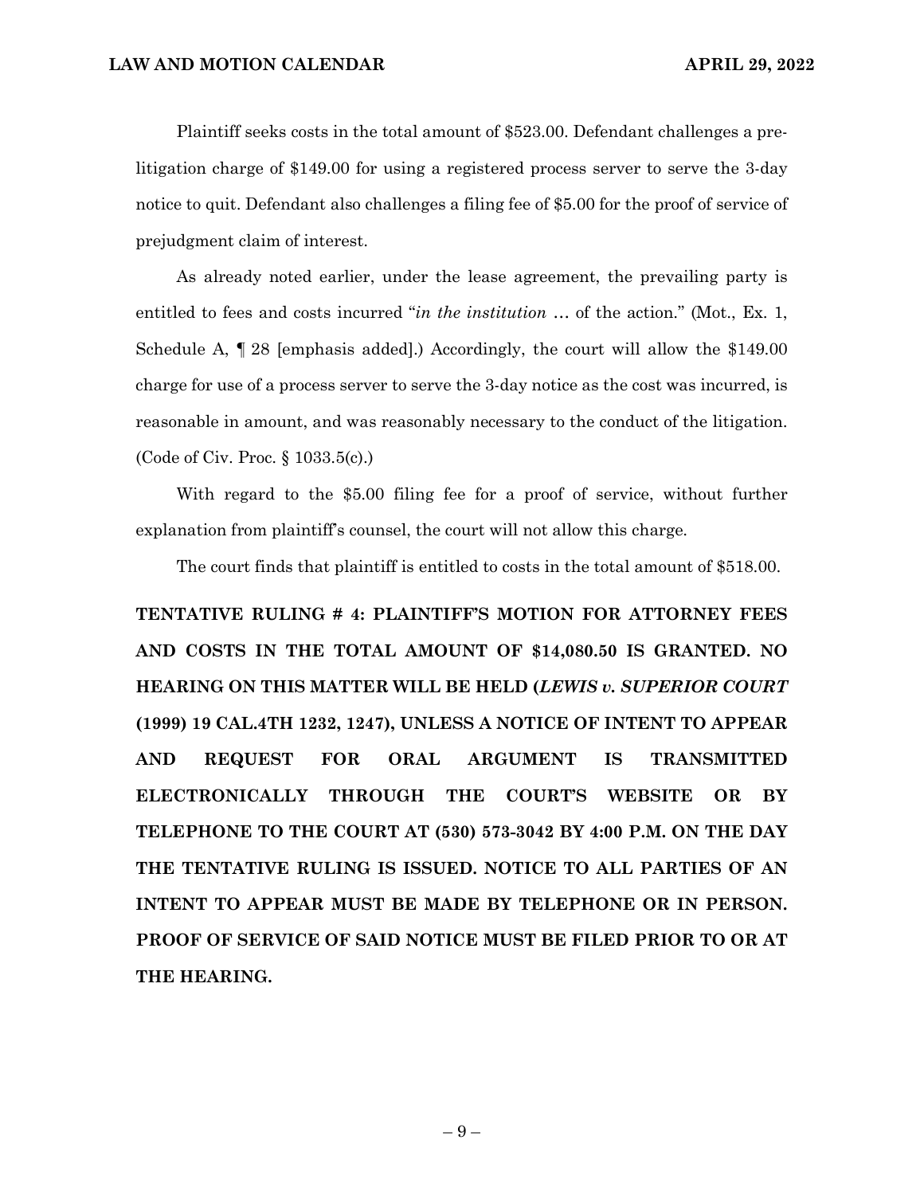Plaintiff seeks costs in the total amount of $523.00. Defendant challenges a pre-litigation charge of $149.00 for using a registered process server to serve the 3-day notice to quit. Defendant also challenges a filing fee of $5.00 for the proof of service of prejudgment claim of interest.

As already noted earlier, under the lease agreement, the prevailing party is entitled to fees and costs incurred "*in the institution* … of the action." (Mot., Ex. 1, Schedule A, ¶ 28 [emphasis added].) Accordingly, the court will allow the $149.00 charge for use of a process server to serve the 3-day notice as the cost was incurred, is reasonable in amount, and was reasonably necessary to the conduct of the litigation. (Code of Civ. Proc. § 1033.5(c).)

With regard to the $5.00 filing fee for a proof of service, without further explanation from plaintiff's counsel, the court will not allow this charge.

The court finds that plaintiff is entitled to costs in the total amount of $518.00.

**TENTATIVE RULING # 4: PLAINTIFF'S MOTION FOR ATTORNEY FEES AND COSTS IN THE TOTAL AMOUNT OF $14,080.50 IS GRANTED. NO HEARING ON THIS MATTER WILL BE HELD (*LEWIS v. SUPERIOR COURT* (1999) 19 CAL.4TH 1232, 1247), UNLESS A NOTICE OF INTENT TO APPEAR AND REQUEST FOR ORAL ARGUMENT IS TRANSMITTED ELECTRONICALLY THROUGH THE COURT'S WEBSITE OR BY TELEPHONE TO THE COURT AT (530) 573-3042 BY 4:00 P.M. ON THE DAY THE TENTATIVE RULING IS ISSUED. NOTICE TO ALL PARTIES OF AN INTENT TO APPEAR MUST BE MADE BY TELEPHONE OR IN PERSON. PROOF OF SERVICE OF SAID NOTICE MUST BE FILED PRIOR TO OR AT THE HEARING.**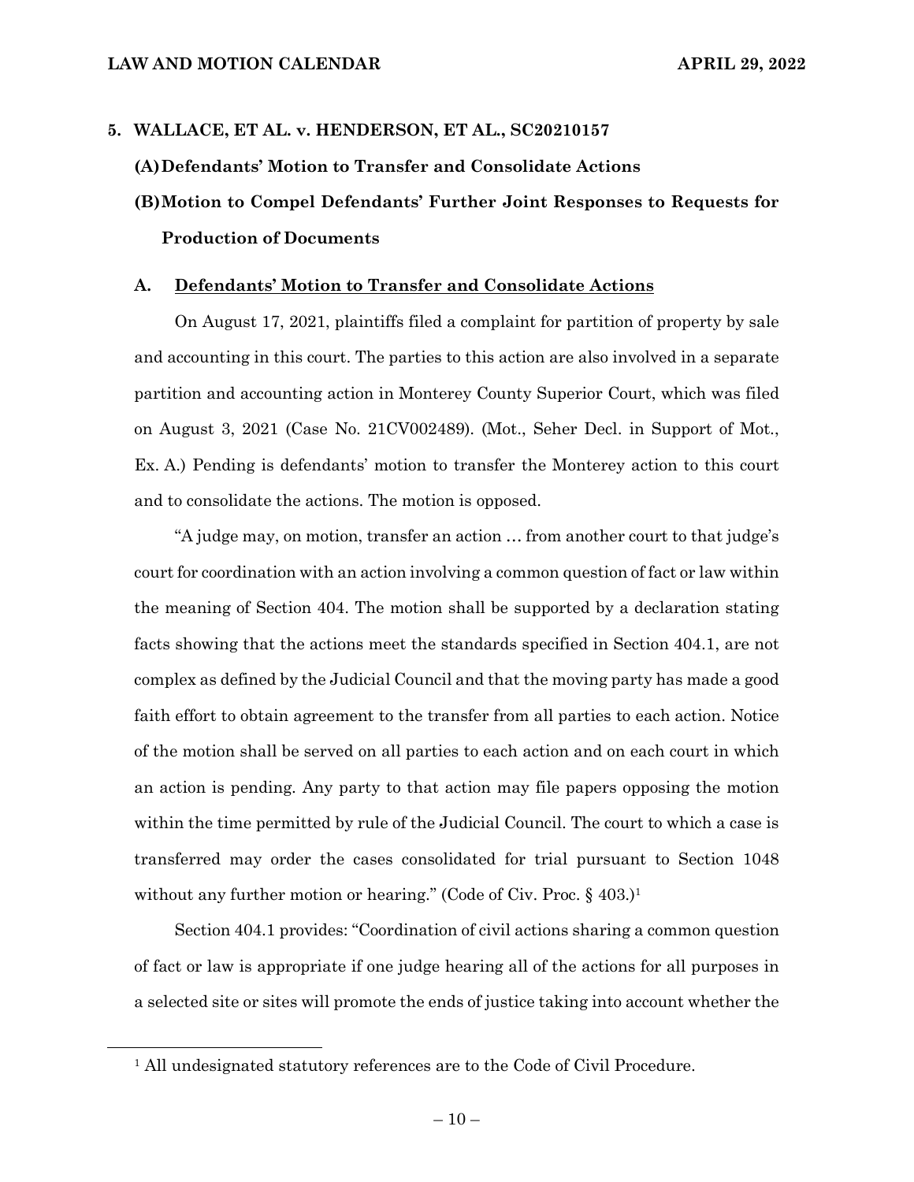**5. WALLACE, ET AL. v. HENDERSON, ET AL., SC20210157**

**(A) Defendants' Motion to Transfer and Consolidate Actions**

**(B) Motion to Compel Defendants' Further Joint Responses to Requests for Production of Documents**

**A. <u>Defendants' Motion to Transfer and Consolidate Actions</u>**

On August 17, 2021, plaintiffs filed a complaint for partition of property by sale and accounting in this court. The parties to this action are also involved in a separate partition and accounting action in Monterey County Superior Court, which was filed on August 3, 2021 (Case No. 21CV002489). (Mot., Seher Decl. in Support of Mot., Ex. A.) Pending is defendants' motion to transfer the Monterey action to this court and to consolidate the actions. The motion is opposed.

"A judge may, on motion, transfer an action … from another court to that judge's court for coordination with an action involving a common question of fact or law within the meaning of Section 404. The motion shall be supported by a declaration stating facts showing that the actions meet the standards specified in Section 404.1, are not complex as defined by the Judicial Council and that the moving party has made a good faith effort to obtain agreement to the transfer from all parties to each action. Notice of the motion shall be served on all parties to each action and on each court in which an action is pending. Any party to that action may file papers opposing the motion within the time permitted by rule of the Judicial Council. The court to which a case is transferred may order the cases consolidated for trial pursuant to Section 1048 without any further motion or hearing." (Code of Civ. Proc. § 403.)[1]

Section 404.1 provides: "Coordination of civil actions sharing a common question of fact or law is appropriate if one judge hearing all of the actions for all purposes in a selected site or sites will promote the ends of justice taking into account whether the

[1] All undesignated statutory references are to the Code of Civil Procedure.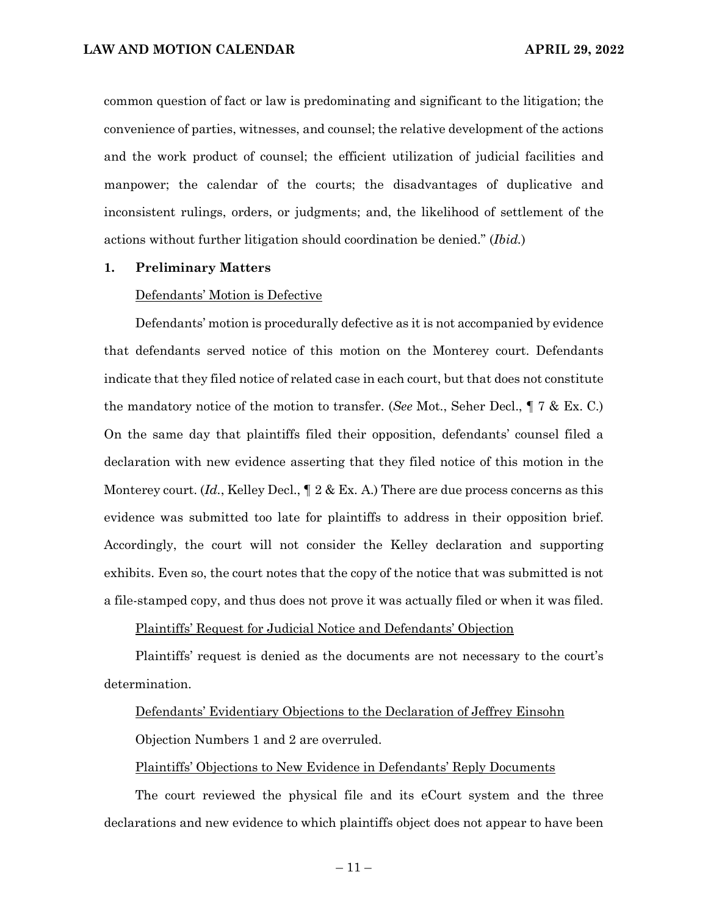common question of fact or law is predominating and significant to the litigation; the convenience of parties, witnesses, and counsel; the relative development of the actions and the work product of counsel; the efficient utilization of judicial facilities and manpower; the calendar of the courts; the disadvantages of duplicative and inconsistent rulings, orders, or judgments; and, the likelihood of settlement of the actions without further litigation should coordination be denied." (*Ibid.*)

**1. Preliminary Matters**

Defendants' Motion is Defective

Defendants' motion is procedurally defective as it is not accompanied by evidence that defendants served notice of this motion on the Monterey court. Defendants indicate that they filed notice of related case in each court, but that does not constitute the mandatory notice of the motion to transfer. (*See* Mot., Seher Decl., ¶ 7 & Ex. C.) On the same day that plaintiffs filed their opposition, defendants' counsel filed a declaration with new evidence asserting that they filed notice of this motion in the Monterey court. (*Id.*, Kelley Decl., ¶ 2 & Ex. A.) There are due process concerns as this evidence was submitted too late for plaintiffs to address in their opposition brief. Accordingly, the court will not consider the Kelley declaration and supporting exhibits. Even so, the court notes that the copy of the notice that was submitted is not a file-stamped copy, and thus does not prove it was actually filed or when it was filed.

Plaintiffs' Request for Judicial Notice and Defendants' Objection

Plaintiffs' request is denied as the documents are not necessary to the court's determination.

Defendants' Evidentiary Objections to the Declaration of Jeffrey Einsohn

Objection Numbers 1 and 2 are overruled.

Plaintiffs' Objections to New Evidence in Defendants' Reply Documents

The court reviewed the physical file and its eCourt system and the three declarations and new evidence to which plaintiffs object does not appear to have been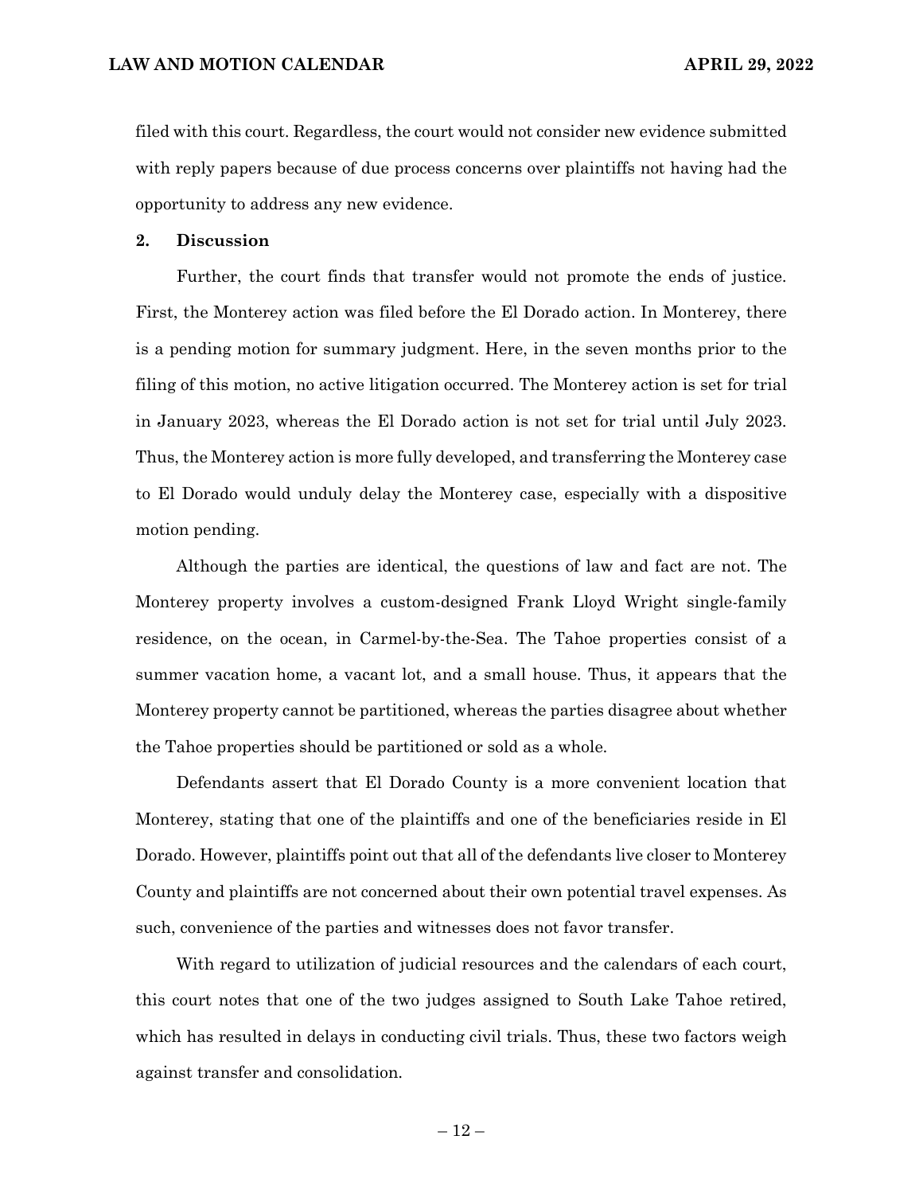filed with this court. Regardless, the court would not consider new evidence submitted with reply papers because of due process concerns over plaintiffs not having had the opportunity to address any new evidence.

**2. Discussion**

Further, the court finds that transfer would not promote the ends of justice. First, the Monterey action was filed before the El Dorado action. In Monterey, there is a pending motion for summary judgment. Here, in the seven months prior to the filing of this motion, no active litigation occurred. The Monterey action is set for trial in January 2023, whereas the El Dorado action is not set for trial until July 2023. Thus, the Monterey action is more fully developed, and transferring the Monterey case to El Dorado would unduly delay the Monterey case, especially with a dispositive motion pending.

Although the parties are identical, the questions of law and fact are not. The Monterey property involves a custom-designed Frank Lloyd Wright single-family residence, on the ocean, in Carmel-by-the-Sea. The Tahoe properties consist of a summer vacation home, a vacant lot, and a small house. Thus, it appears that the Monterey property cannot be partitioned, whereas the parties disagree about whether the Tahoe properties should be partitioned or sold as a whole.

Defendants assert that El Dorado County is a more convenient location that Monterey, stating that one of the plaintiffs and one of the beneficiaries reside in El Dorado. However, plaintiffs point out that all of the defendants live closer to Monterey County and plaintiffs are not concerned about their own potential travel expenses. As such, convenience of the parties and witnesses does not favor transfer.

With regard to utilization of judicial resources and the calendars of each court, this court notes that one of the two judges assigned to South Lake Tahoe retired, which has resulted in delays in conducting civil trials. Thus, these two factors weigh against transfer and consolidation.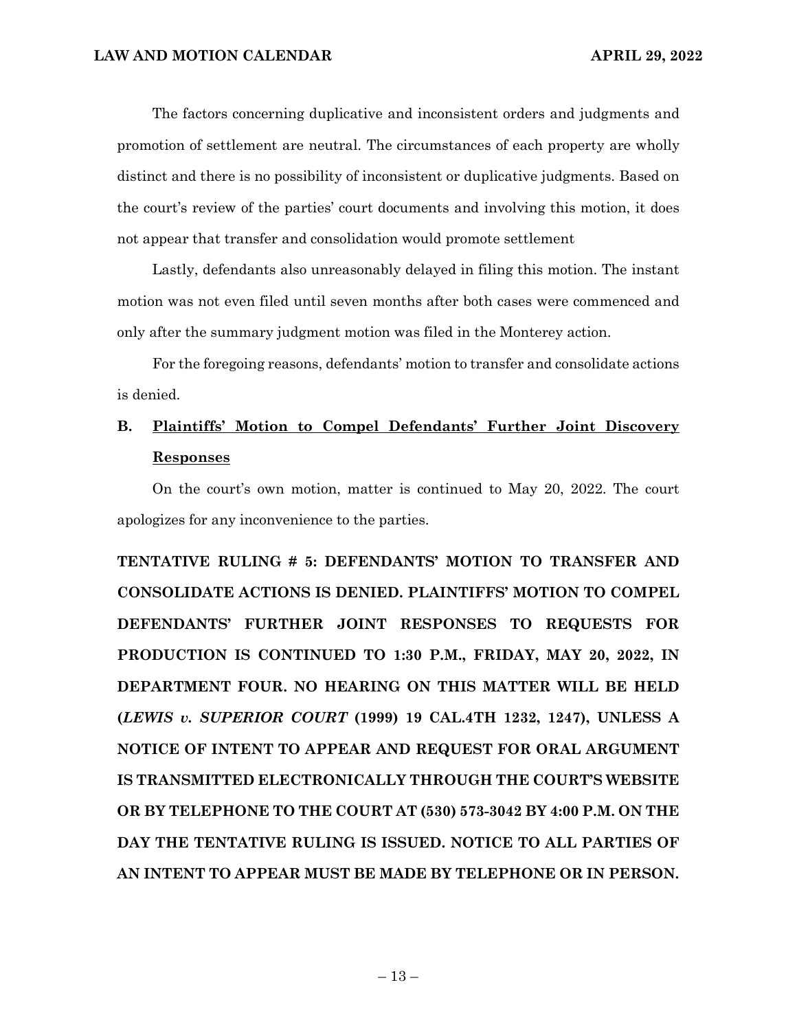The factors concerning duplicative and inconsistent orders and judgments and promotion of settlement are neutral. The circumstances of each property are wholly distinct and there is no possibility of inconsistent or duplicative judgments. Based on the court's review of the parties' court documents and involving this motion, it does not appear that transfer and consolidation would promote settlement

Lastly, defendants also unreasonably delayed in filing this motion. The instant motion was not even filed until seven months after both cases were commenced and only after the summary judgment motion was filed in the Monterey action.

For the foregoing reasons, defendants' motion to transfer and consolidate actions is denied.

**B. <u>Plaintiffs' Motion to Compel Defendants' Further Joint Discovery Responses</u>**

On the court's own motion, matter is continued to May 20, 2022. The court apologizes for any inconvenience to the parties.

**TENTATIVE RULING # 5: DEFENDANTS' MOTION TO TRANSFER AND CONSOLIDATE ACTIONS IS DENIED. PLAINTIFFS' MOTION TO COMPEL DEFENDANTS' FURTHER JOINT RESPONSES TO REQUESTS FOR PRODUCTION IS CONTINUED TO 1:30 P.M., FRIDAY, MAY 20, 2022, IN DEPARTMENT FOUR. NO HEARING ON THIS MATTER WILL BE HELD (*LEWIS v. SUPERIOR COURT* (1999) 19 CAL.4TH 1232, 1247), UNLESS A NOTICE OF INTENT TO APPEAR AND REQUEST FOR ORAL ARGUMENT IS TRANSMITTED ELECTRONICALLY THROUGH THE COURT'S WEBSITE OR BY TELEPHONE TO THE COURT AT (530) 573-3042 BY 4:00 P.M. ON THE DAY THE TENTATIVE RULING IS ISSUED. NOTICE TO ALL PARTIES OF AN INTENT TO APPEAR MUST BE MADE BY TELEPHONE OR IN PERSON.**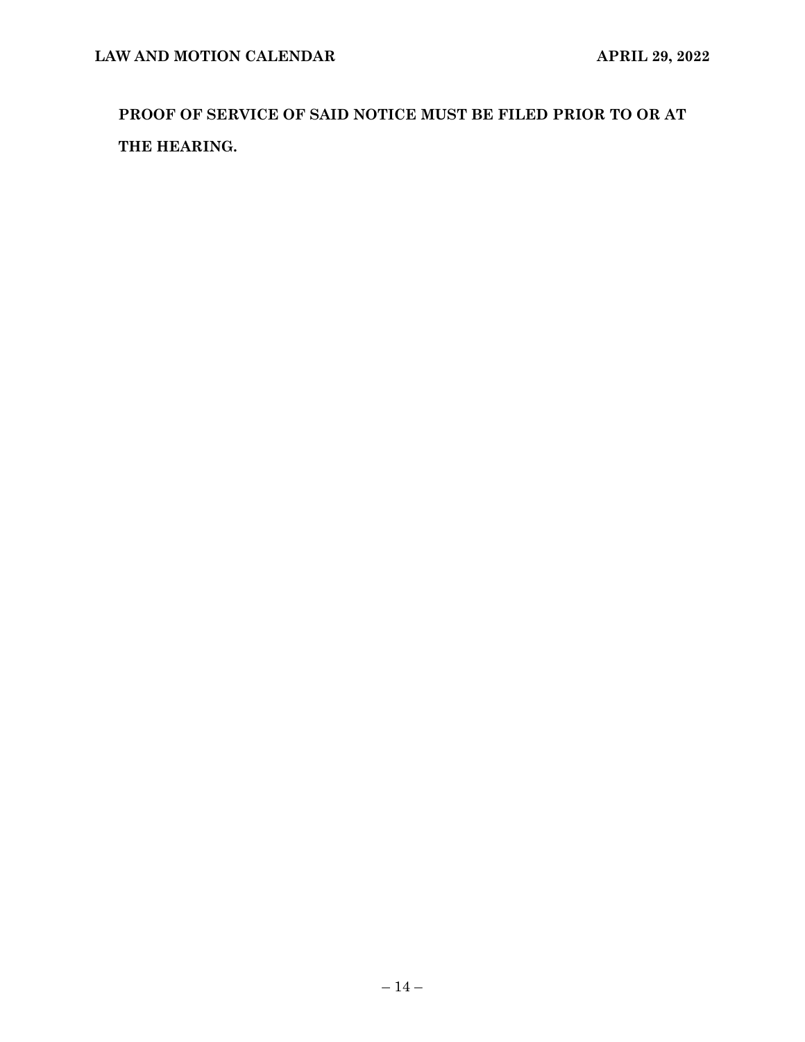**PROOF OF SERVICE OF SAID NOTICE MUST BE FILED PRIOR TO OR AT THE HEARING.**